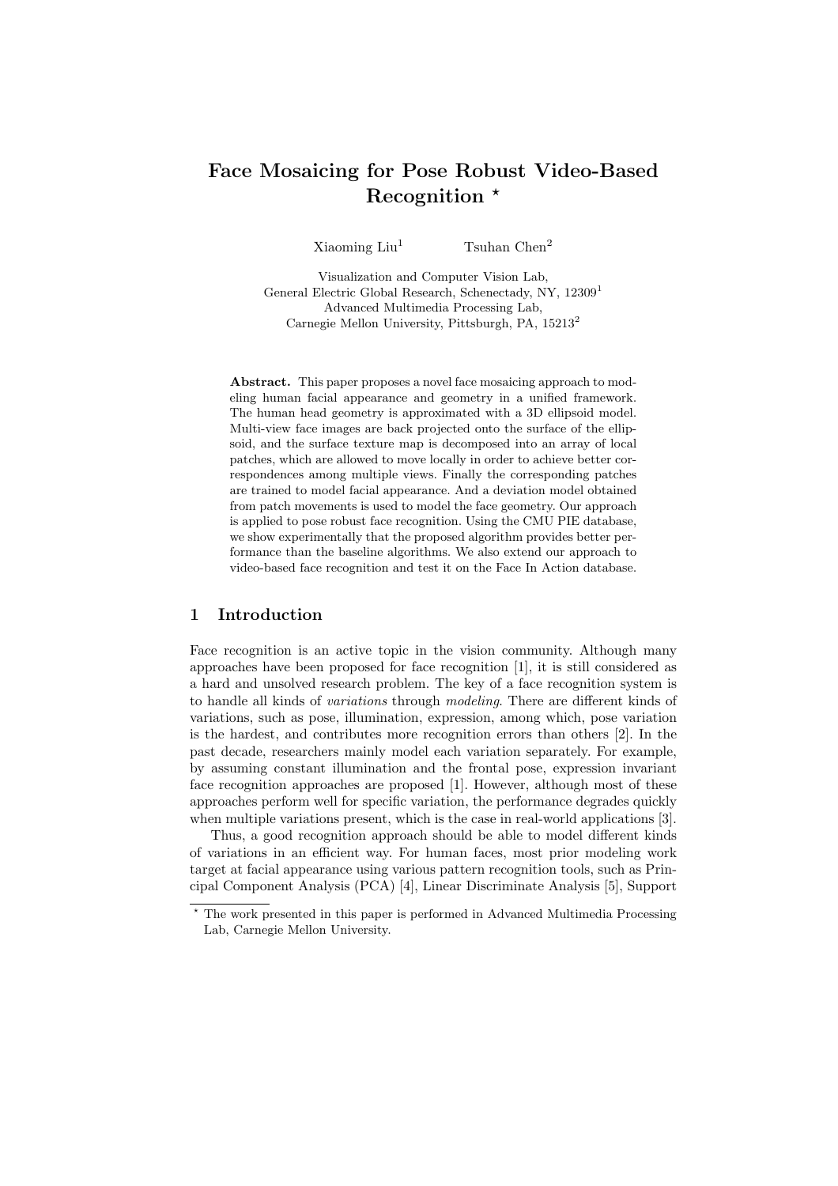# Face Mosaicing for Pose Robust Video-Based Recognition *

Xiaoming Liu[1] Tsuhan Chen[2]

Visualization and Computer Vision Lab,
General Electric Global Research, Schenectady, NY, 12309[1]
Advanced Multimedia Processing Lab,
Carnegie Mellon University, Pittsburgh, PA, 15213[2]

**Abstract.** This paper proposes a novel face mosaicing approach to modeling human facial appearance and geometry in a unified framework. The human head geometry is approximated with a 3D ellipsoid model. Multi-view face images are back projected onto the surface of the ellipsoid, and the surface texture map is decomposed into an array of local patches, which are allowed to move locally in order to achieve better correspondences among multiple views. Finally the corresponding patches are trained to model facial appearance. And a deviation model obtained from patch movements is used to model the face geometry. Our approach is applied to pose robust face recognition. Using the CMU PIE database, we show experimentally that the proposed algorithm provides better performance than the baseline algorithms. We also extend our approach to video-based face recognition and test it on the Face In Action database.

## 1 Introduction

Face recognition is an active topic in the vision community. Although many approaches have been proposed for face recognition [1], it is still considered as a hard and unsolved research problem. The key of a face recognition system is to handle all kinds of *variations* through *modeling*. There are different kinds of variations, such as pose, illumination, expression, among which, pose variation is the hardest, and contributes more recognition errors than others [2]. In the past decade, researchers mainly model each variation separately. For example, by assuming constant illumination and the frontal pose, expression invariant face recognition approaches are proposed [1]. However, although most of these approaches perform well for specific variation, the performance degrades quickly when multiple variations present, which is the case in real-world applications [3].

Thus, a good recognition approach should be able to model different kinds of variations in an efficient way. For human faces, most prior modeling work target at facial appearance using various pattern recognition tools, such as Principal Component Analysis (PCA) [4], Linear Discriminate Analysis [5], Support

* The work presented in this paper is performed in Advanced Multimedia Processing Lab, Carnegie Mellon University.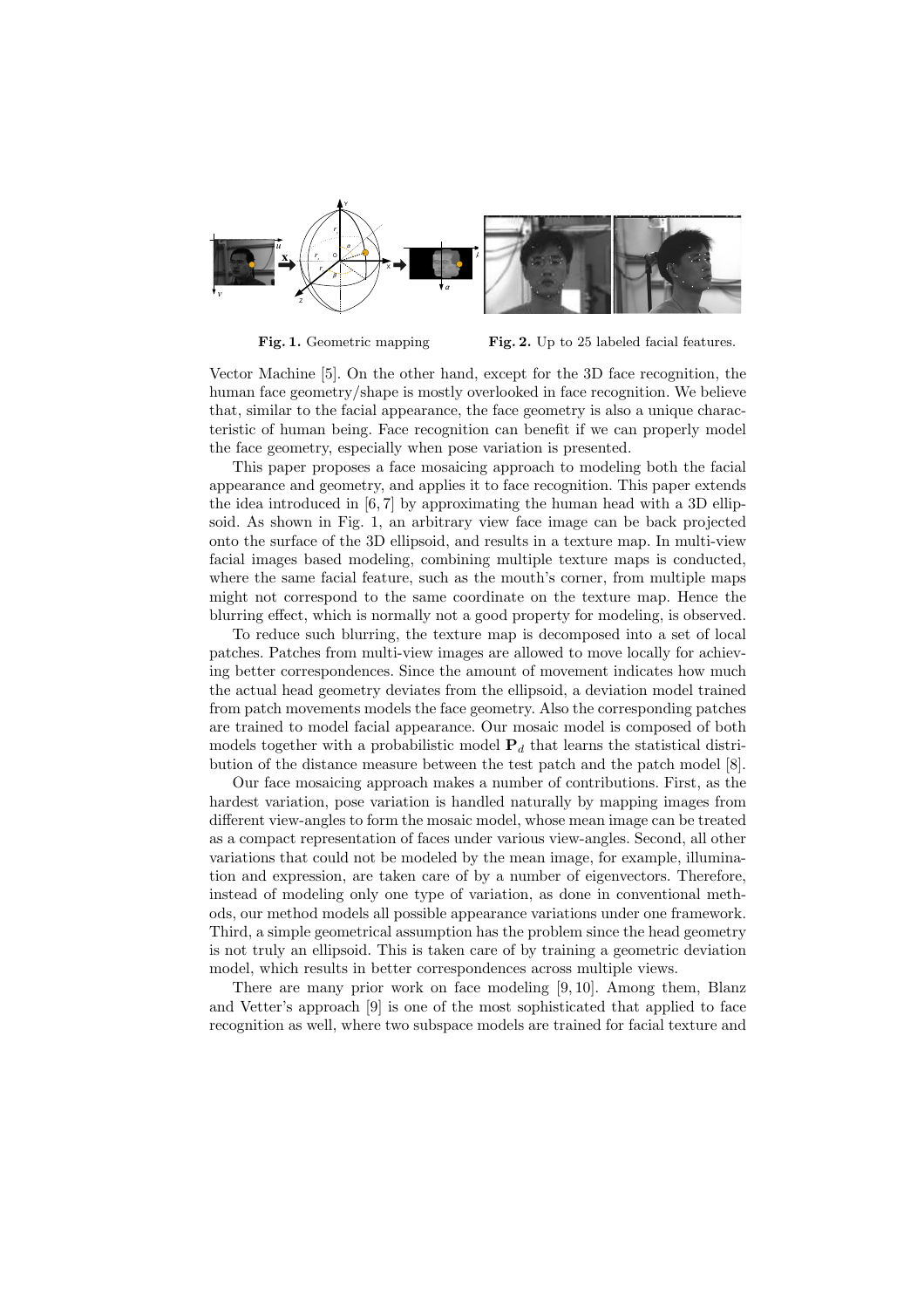**Fig. 1.** Geometric mapping

**Fig. 2.** Up to 25 labeled facial features.

Vector Machine [5]. On the other hand, except for the 3D face recognition, the human face geometry/shape is mostly overlooked in face recognition. We believe that, similar to the facial appearance, the face geometry is also a unique characteristic of human being. Face recognition can benefit if we can properly model the face geometry, especially when pose variation is presented.

This paper proposes a face mosaicing approach to modeling both the facial appearance and geometry, and applies it to face recognition. This paper extends the idea introduced in [6, 7] by approximating the human head with a 3D ellipsoid. As shown in Fig. 1, an arbitrary view face image can be back projected onto the surface of the 3D ellipsoid, and results in a texture map. In multi-view facial images based modeling, combining multiple texture maps is conducted, where the same facial feature, such as the mouth's corner, from multiple maps might not correspond to the same coordinate on the texture map. Hence the blurring effect, which is normally not a good property for modeling, is observed.

To reduce such blurring, the texture map is decomposed into a set of local patches. Patches from multi-view images are allowed to move locally for achieving better correspondences. Since the amount of movement indicates how much the actual head geometry deviates from the ellipsoid, a deviation model trained from patch movements models the face geometry. Also the corresponding patches are trained to model facial appearance. Our mosaic model is composed of both models together with a probabilistic model $\mathbf{P}_d$ that learns the statistical distribution of the distance measure between the test patch and the patch model [8].

Our face mosaicing approach makes a number of contributions. First, as the hardest variation, pose variation is handled naturally by mapping images from different view-angles to form the mosaic model, whose mean image can be treated as a compact representation of faces under various view-angles. Second, all other variations that could not be modeled by the mean image, for example, illumination and expression, are taken care of by a number of eigenvectors. Therefore, instead of modeling only one type of variation, as done in conventional methods, our method models all possible appearance variations under one framework. Third, a simple geometrical assumption has the problem since the head geometry is not truly an ellipsoid. This is taken care of by training a geometric deviation model, which results in better correspondences across multiple views.

There are many prior work on face modeling [9, 10]. Among them, Blanz and Vetter's approach [9] is one of the most sophisticated that applied to face recognition as well, where two subspace models are trained for facial texture and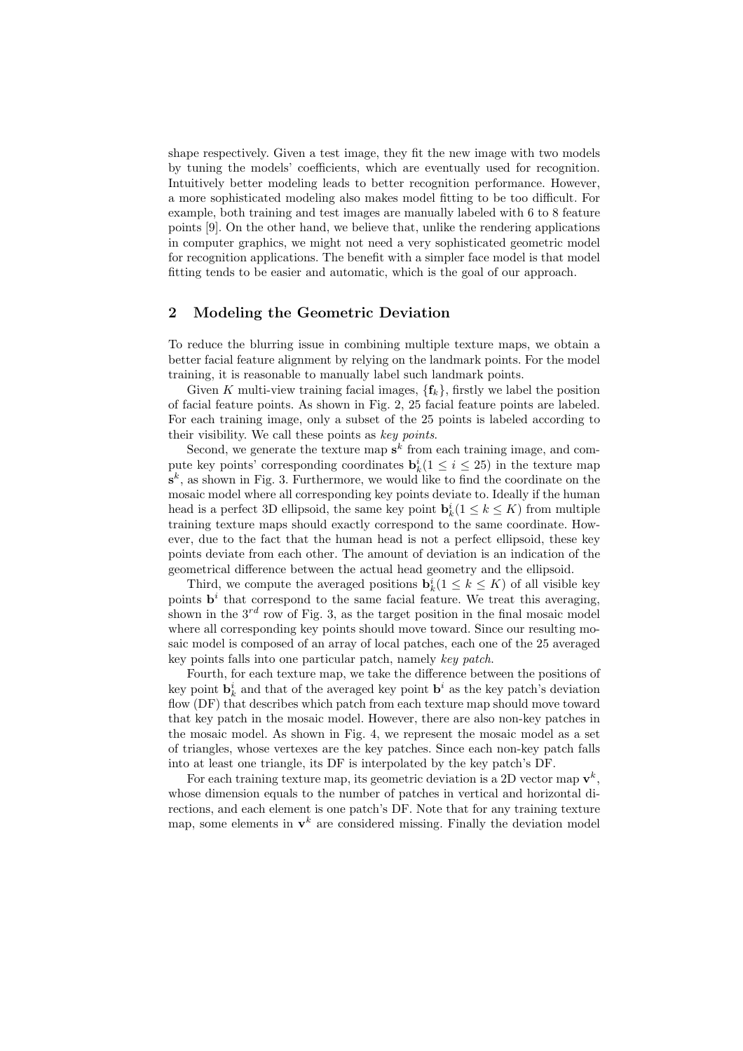shape respectively. Given a test image, they fit the new image with two models by tuning the models' coefficients, which are eventually used for recognition. Intuitively better modeling leads to better recognition performance. However, a more sophisticated modeling also makes model fitting to be too difficult. For example, both training and test images are manually labeled with 6 to 8 feature points [9]. On the other hand, we believe that, unlike the rendering applications in computer graphics, we might not need a very sophisticated geometric model for recognition applications. The benefit with a simpler face model is that model fitting tends to be easier and automatic, which is the goal of our approach.

## 2 Modeling the Geometric Deviation

To reduce the blurring issue in combining multiple texture maps, we obtain a better facial feature alignment by relying on the landmark points. For the model training, it is reasonable to manually label such landmark points.

Given $K$ multi-view training facial images, $\{\mathbf{f}_k\}$, firstly we label the position of facial feature points. As shown in Fig. 2, 25 facial feature points are labeled. For each training image, only a subset of the 25 points is labeled according to their visibility. We call these points as *key points*.

Second, we generate the texture map $\mathbf{s}^k$ from each training image, and compute key points' corresponding coordinates $\mathbf{b}_k^i (1 \leq i \leq 25)$ in the texture map $\mathbf{s}^k$, as shown in Fig. 3. Furthermore, we would like to find the coordinate on the mosaic model where all corresponding key points deviate to. Ideally if the human head is a perfect 3D ellipsoid, the same key point $\mathbf{b}_k^i (1 \leq k \leq K)$ from multiple training texture maps should exactly correspond to the same coordinate. However, due to the fact that the human head is not a perfect ellipsoid, these key points deviate from each other. The amount of deviation is an indication of the geometrical difference between the actual head geometry and the ellipsoid.

Third, we compute the averaged positions $\mathbf{b}_k^i (1 \leq k \leq K)$ of all visible key points $\mathbf{b}^i$ that correspond to the same facial feature. We treat this averaging, shown in the $3^{rd}$ row of Fig. 3, as the target position in the final mosaic model where all corresponding key points should move toward. Since our resulting mosaic model is composed of an array of local patches, each one of the 25 averaged key points falls into one particular patch, namely *key patch*.

Fourth, for each texture map, we take the difference between the positions of key point $\mathbf{b}_k^i$ and that of the averaged key point $\mathbf{b}^i$ as the key patch's deviation flow (DF) that describes which patch from each texture map should move toward that key patch in the mosaic model. However, there are also non-key patches in the mosaic model. As shown in Fig. 4, we represent the mosaic model as a set of triangles, whose vertexes are the key patches. Since each non-key patch falls into at least one triangle, its DF is interpolated by the key patch's DF.

For each training texture map, its geometric deviation is a 2D vector map $\mathbf{v}^k$, whose dimension equals to the number of patches in vertical and horizontal directions, and each element is one patch's DF. Note that for any training texture map, some elements in $\mathbf{v}^k$ are considered missing. Finally the deviation model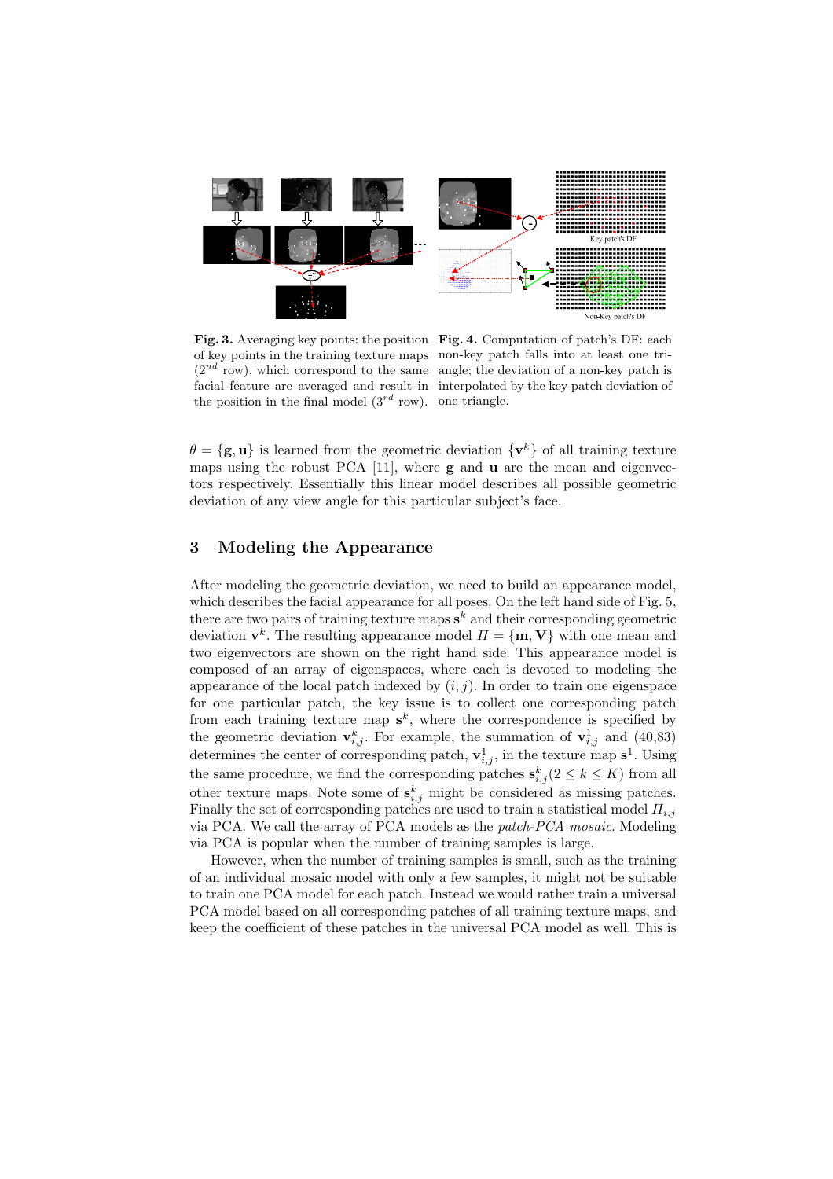**Fig. 3.** Averaging key points: the position of key points in the training texture maps ($2^{nd}$ row), which correspond to the same facial feature are averaged and result in the position in the final model ($3^{rd}$ row).

**Fig. 4.** Computation of patch's DF: each non-key patch falls into at least one triangle; the deviation of a non-key patch is interpolated by the key patch deviation of one triangle.

$\theta = \{\mathbf{g}, \mathbf{u}\}$ is learned from the geometric deviation $\{\mathbf{v}^k\}$ of all training texture maps using the robust PCA [11], where $\mathbf{g}$ and $\mathbf{u}$ are the mean and eigenvectors respectively. Essentially this linear model describes all possible geometric deviation of any view angle for this particular subject's face.

## 3 Modeling the Appearance

After modeling the geometric deviation, we need to build an appearance model, which describes the facial appearance for all poses. On the left hand side of Fig. 5, there are two pairs of training texture maps $\mathbf{s}^k$ and their corresponding geometric deviation $\mathbf{v}^k$. The resulting appearance model $\Pi = \{\mathbf{m}, \mathbf{V}\}$ with one mean and two eigenvectors are shown on the right hand side. This appearance model is composed of an array of eigenspaces, where each is devoted to modeling the appearance of the local patch indexed by $(i, j)$. In order to train one eigenspace for one particular patch, the key issue is to collect one corresponding patch from each training texture map $\mathbf{s}^k$, where the correspondence is specified by the geometric deviation $\mathbf{v}^k_{i,j}$. For example, the summation of $\mathbf{v}^1_{i,j}$ and (40,83) determines the center of corresponding patch, $\mathbf{v}^1_{i,j}$, in the texture map $\mathbf{s}^1$. Using the same procedure, we find the corresponding patches $\mathbf{s}^k_{i,j} (2 \leq k \leq K)$ from all other texture maps. Note some of $\mathbf{s}^k_{i,j}$ might be considered as missing patches. Finally the set of corresponding patches are used to train a statistical model $\Pi_{i,j}$ via PCA. We call the array of PCA models as the *patch-PCA mosaic*. Modeling via PCA is popular when the number of training samples is large.

However, when the number of training samples is small, such as the training of an individual mosaic model with only a few samples, it might not be suitable to train one PCA model for each patch. Instead we would rather train a universal PCA model based on all corresponding patches of all training texture maps, and keep the coefficient of these patches in the universal PCA model as well. This is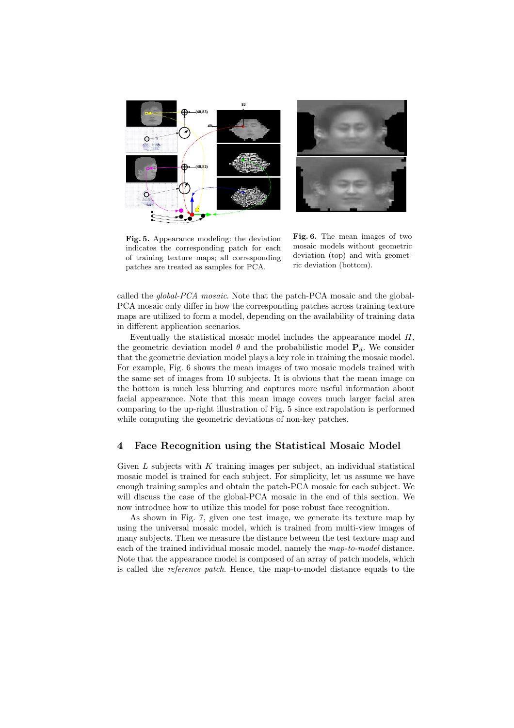**Fig. 5.** Appearance modeling: the deviation indicates the corresponding patch for each of training texture maps; all corresponding patches are treated as samples for PCA.

**Fig. 6.** The mean images of two mosaic models without geometric deviation (top) and with geometric deviation (bottom).

called the *global-PCA mosaic*. Note that the patch-PCA mosaic and the global-PCA mosaic only differ in how the corresponding patches across training texture maps are utilized to form a model, depending on the availability of training data in different application scenarios.

Eventually the statistical mosaic model includes the appearance model $\Pi$, the geometric deviation model $\theta$ and the probabilistic model $\mathbf{P}_d$. We consider that the geometric deviation model plays a key role in training the mosaic model. For example, Fig. 6 shows the mean images of two mosaic models trained with the same set of images from 10 subjects. It is obvious that the mean image on the bottom is much less blurring and captures more useful information about facial appearance. Note that this mean image covers much larger facial area comparing to the up-right illustration of Fig. 5 since extrapolation is performed while computing the geometric deviations of non-key patches.

## 4 Face Recognition using the Statistical Mosaic Model

Given $L$ subjects with $K$ training images per subject, an individual statistical mosaic model is trained for each subject. For simplicity, let us assume we have enough training samples and obtain the patch-PCA mosaic for each subject. We will discuss the case of the global-PCA mosaic in the end of this section. We now introduce how to utilize this model for pose robust face recognition.

As shown in Fig. 7, given one test image, we generate its texture map by using the universal mosaic model, which is trained from multi-view images of many subjects. Then we measure the distance between the test texture map and each of the trained individual mosaic model, namely the *map-to-model* distance. Note that the appearance model is composed of an array of patch models, which is called the *reference patch*. Hence, the map-to-model distance equals to the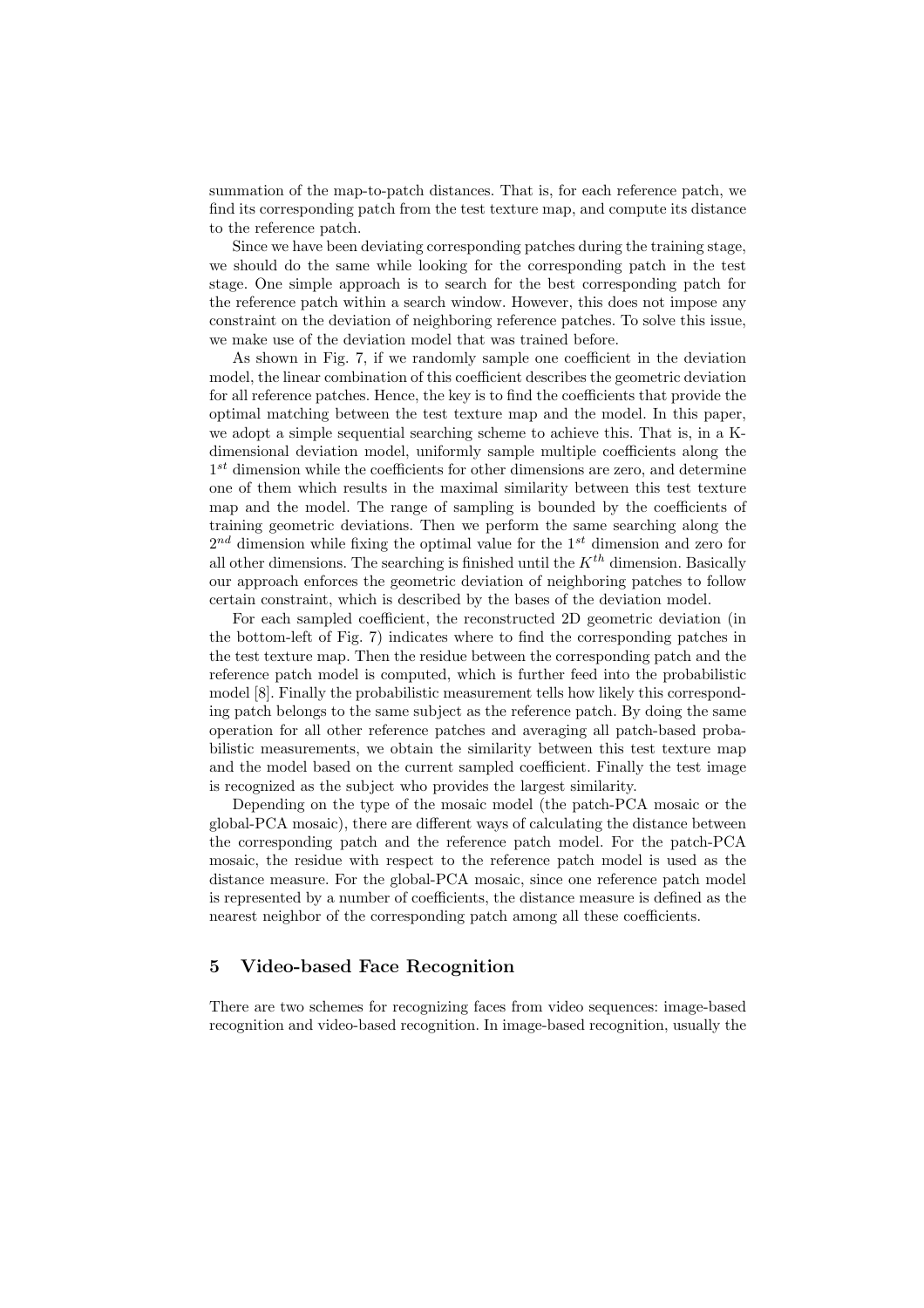summation of the map-to-patch distances. That is, for each reference patch, we find its corresponding patch from the test texture map, and compute its distance to the reference patch.

Since we have been deviating corresponding patches during the training stage, we should do the same while looking for the corresponding patch in the test stage. One simple approach is to search for the best corresponding patch for the reference patch within a search window. However, this does not impose any constraint on the deviation of neighboring reference patches. To solve this issue, we make use of the deviation model that was trained before.

As shown in Fig. 7, if we randomly sample one coefficient in the deviation model, the linear combination of this coefficient describes the geometric deviation for all reference patches. Hence, the key is to find the coefficients that provide the optimal matching between the test texture map and the model. In this paper, we adopt a simple sequential searching scheme to achieve this. That is, in a K-dimensional deviation model, uniformly sample multiple coefficients along the $1^{st}$ dimension while the coefficients for other dimensions are zero, and determine one of them which results in the maximal similarity between this test texture map and the model. The range of sampling is bounded by the coefficients of training geometric deviations. Then we perform the same searching along the $2^{nd}$ dimension while fixing the optimal value for the $1^{st}$ dimension and zero for all other dimensions. The searching is finished until the $K^{th}$ dimension. Basically our approach enforces the geometric deviation of neighboring patches to follow certain constraint, which is described by the bases of the deviation model.

For each sampled coefficient, the reconstructed 2D geometric deviation (in the bottom-left of Fig. 7) indicates where to find the corresponding patches in the test texture map. Then the residue between the corresponding patch and the reference patch model is computed, which is further feed into the probabilistic model [8]. Finally the probabilistic measurement tells how likely this corresponding patch belongs to the same subject as the reference patch. By doing the same operation for all other reference patches and averaging all patch-based probabilistic measurements, we obtain the similarity between this test texture map and the model based on the current sampled coefficient. Finally the test image is recognized as the subject who provides the largest similarity.

Depending on the type of the mosaic model (the patch-PCA mosaic or the global-PCA mosaic), there are different ways of calculating the distance between the corresponding patch and the reference patch model. For the patch-PCA mosaic, the residue with respect to the reference patch model is used as the distance measure. For the global-PCA mosaic, since one reference patch model is represented by a number of coefficients, the distance measure is defined as the nearest neighbor of the corresponding patch among all these coefficients.

## 5 Video-based Face Recognition

There are two schemes for recognizing faces from video sequences: image-based recognition and video-based recognition. In image-based recognition, usually the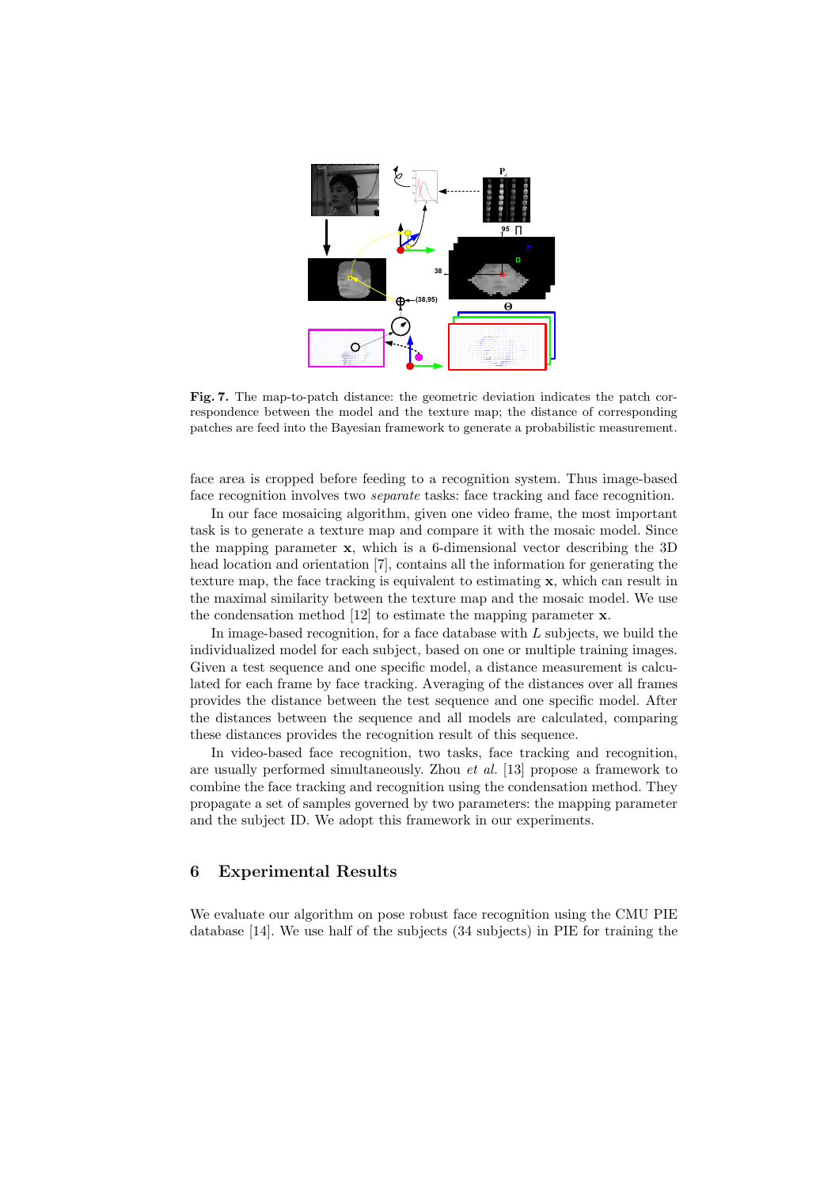**Fig. 7.** The map-to-patch distance: the geometric deviation indicates the patch correspondence between the model and the texture map; the distance of corresponding patches are feed into the Bayesian framework to generate a probabilistic measurement.

face area is cropped before feeding to a recognition system. Thus image-based face recognition involves two *separate* tasks: face tracking and face recognition.

In our face mosaicing algorithm, given one video frame, the most important task is to generate a texture map and compare it with the mosaic model. Since the mapping parameter $\mathbf{x}$, which is a 6-dimensional vector describing the 3D head location and orientation [7], contains all the information for generating the texture map, the face tracking is equivalent to estimating $\mathbf{x}$, which can result in the maximal similarity between the texture map and the mosaic model. We use the condensation method [12] to estimate the mapping parameter $\mathbf{x}$.

In image-based recognition, for a face database with $L$ subjects, we build the individualized model for each subject, based on one or multiple training images. Given a test sequence and one specific model, a distance measurement is calculated for each frame by face tracking. Averaging of the distances over all frames provides the distance between the test sequence and one specific model. After the distances between the sequence and all models are calculated, comparing these distances provides the recognition result of this sequence.

In video-based face recognition, two tasks, face tracking and recognition, are usually performed simultaneously. Zhou *et al.* [13] propose a framework to combine the face tracking and recognition using the condensation method. They propagate a set of samples governed by two parameters: the mapping parameter and the subject ID. We adopt this framework in our experiments.

## 6 Experimental Results

We evaluate our algorithm on pose robust face recognition using the CMU PIE database [14]. We use half of the subjects (34 subjects) in PIE for training the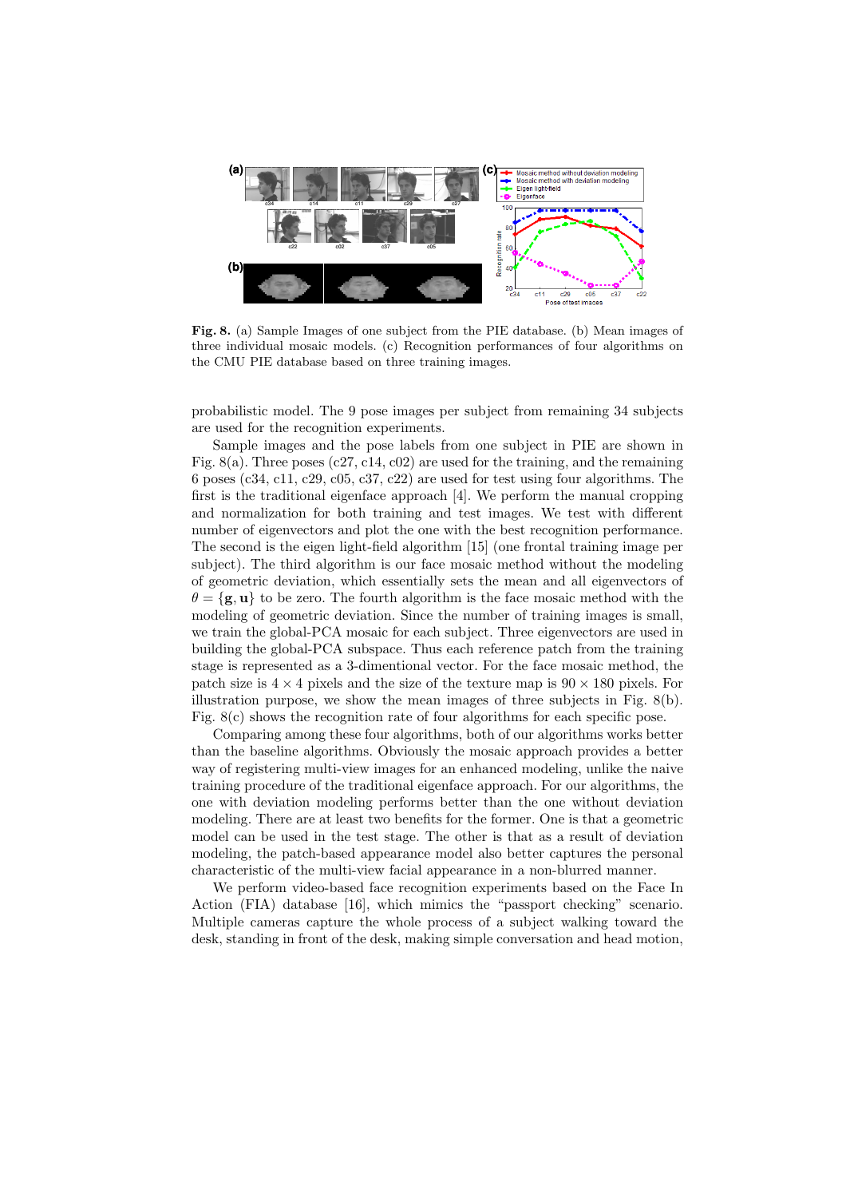**Fig. 8.** (a) Sample Images of one subject from the PIE database. (b) Mean images of three individual mosaic models. (c) Recognition performances of four algorithms on the CMU PIE database based on three training images.

probabilistic model. The 9 pose images per subject from remaining 34 subjects are used for the recognition experiments.

Sample images and the pose labels from one subject in PIE are shown in Fig. 8(a). Three poses (c27, c14, c02) are used for the training, and the remaining 6 poses (c34, c11, c29, c05, c37, c22) are used for test using four algorithms. The first is the traditional eigenface approach [4]. We perform the manual cropping and normalization for both training and test images. We test with different number of eigenvectors and plot the one with the best recognition performance. The second is the eigen light-field algorithm [15] (one frontal training image per subject). The third algorithm is our face mosaic method without the modeling of geometric deviation, which essentially sets the mean and all eigenvectors of $\theta = \{\mathbf{g}, \mathbf{u}\}$ to be zero. The fourth algorithm is the face mosaic method with the modeling of geometric deviation. Since the number of training images is small, we train the global-PCA mosaic for each subject. Three eigenvectors are used in building the global-PCA subspace. Thus each reference patch from the training stage is represented as a 3-dimentional vector. For the face mosaic method, the patch size is $4 \times 4$ pixels and the size of the texture map is $90 \times 180$ pixels. For illustration purpose, we show the mean images of three subjects in Fig. 8(b). Fig. 8(c) shows the recognition rate of four algorithms for each specific pose.

Comparing among these four algorithms, both of our algorithms works better than the baseline algorithms. Obviously the mosaic approach provides a better way of registering multi-view images for an enhanced modeling, unlike the naive training procedure of the traditional eigenface approach. For our algorithms, the one with deviation modeling performs better than the one without deviation modeling. There are at least two benefits for the former. One is that a geometric model can be used in the test stage. The other is that as a result of deviation modeling, the patch-based appearance model also better captures the personal characteristic of the multi-view facial appearance in a non-blurred manner.

We perform video-based face recognition experiments based on the Face In Action (FIA) database [16], which mimics the "passport checking" scenario. Multiple cameras capture the whole process of a subject walking toward the desk, standing in front of the desk, making simple conversation and head motion,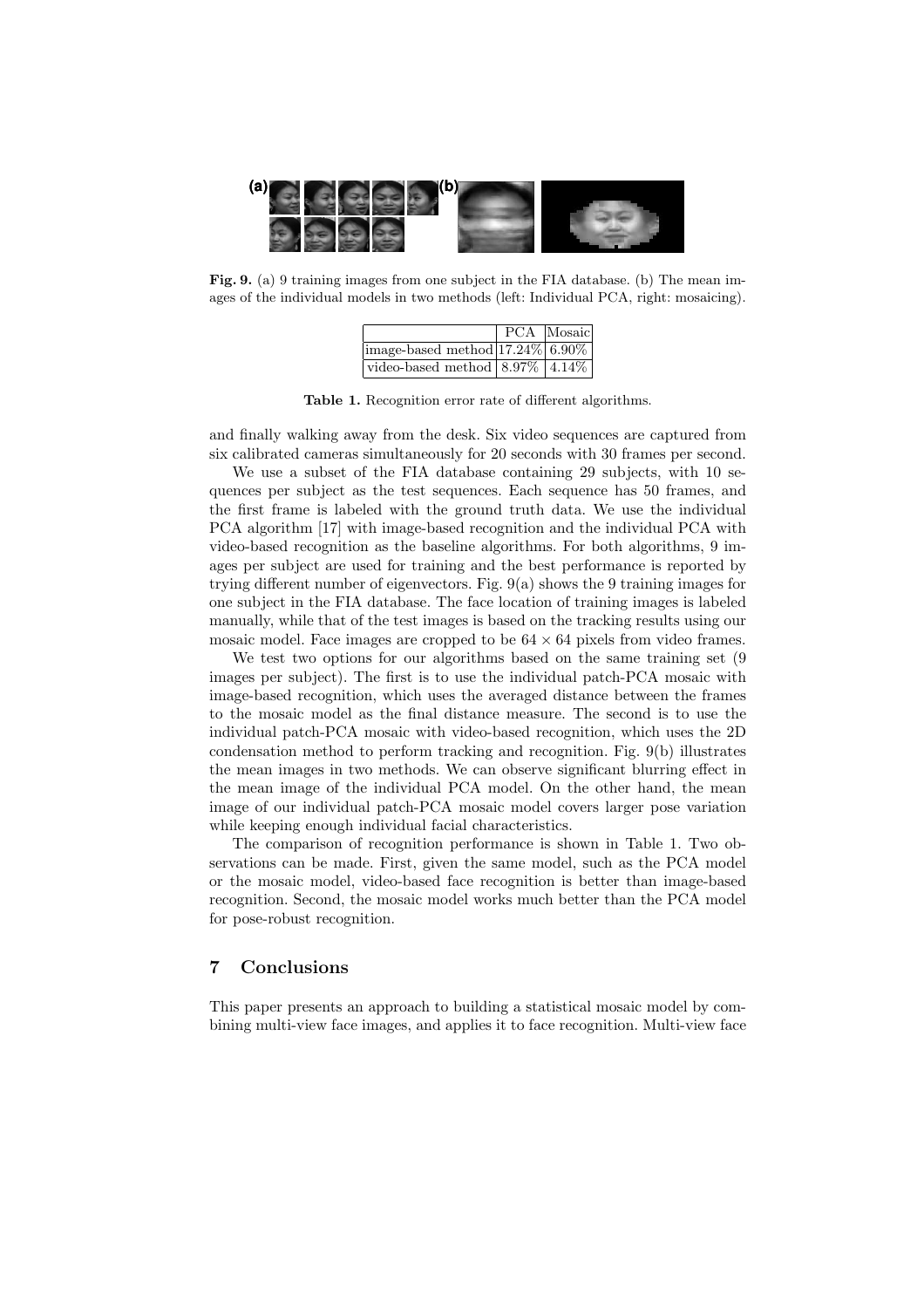**Fig. 9.** (a) 9 training images from one subject in the FIA database. (b) The mean images of the individual models in two methods (left: Individual PCA, right: mosaicing).

| | PCA | Mosaic |
|---|---|---|
| image-based method | 17.24% | 6.90% |
| video-based method | 8.97% | 4.14% |

**Table 1.** Recognition error rate of different algorithms.

and finally walking away from the desk. Six video sequences are captured from six calibrated cameras simultaneously for 20 seconds with 30 frames per second.

We use a subset of the FIA database containing 29 subjects, with 10 sequences per subject as the test sequences. Each sequence has 50 frames, and the first frame is labeled with the ground truth data. We use the individual PCA algorithm [17] with image-based recognition and the individual PCA with video-based recognition as the baseline algorithms. For both algorithms, 9 images per subject are used for training and the best performance is reported by trying different number of eigenvectors. Fig. 9(a) shows the 9 training images for one subject in the FIA database. The face location of training images is labeled manually, while that of the test images is based on the tracking results using our mosaic model. Face images are cropped to be $64 \times 64$ pixels from video frames.

We test two options for our algorithms based on the same training set (9 images per subject). The first is to use the individual patch-PCA mosaic with image-based recognition, which uses the averaged distance between the frames to the mosaic model as the final distance measure. The second is to use the individual patch-PCA mosaic with video-based recognition, which uses the 2D condensation method to perform tracking and recognition. Fig. 9(b) illustrates the mean images in two methods. We can observe significant blurring effect in the mean image of the individual PCA model. On the other hand, the mean image of our individual patch-PCA mosaic model covers larger pose variation while keeping enough individual facial characteristics.

The comparison of recognition performance is shown in Table 1. Two observations can be made. First, given the same model, such as the PCA model or the mosaic model, video-based face recognition is better than image-based recognition. Second, the mosaic model works much better than the PCA model for pose-robust recognition.

## 7 Conclusions

This paper presents an approach to building a statistical mosaic model by combining multi-view face images, and applies it to face recognition. Multi-view face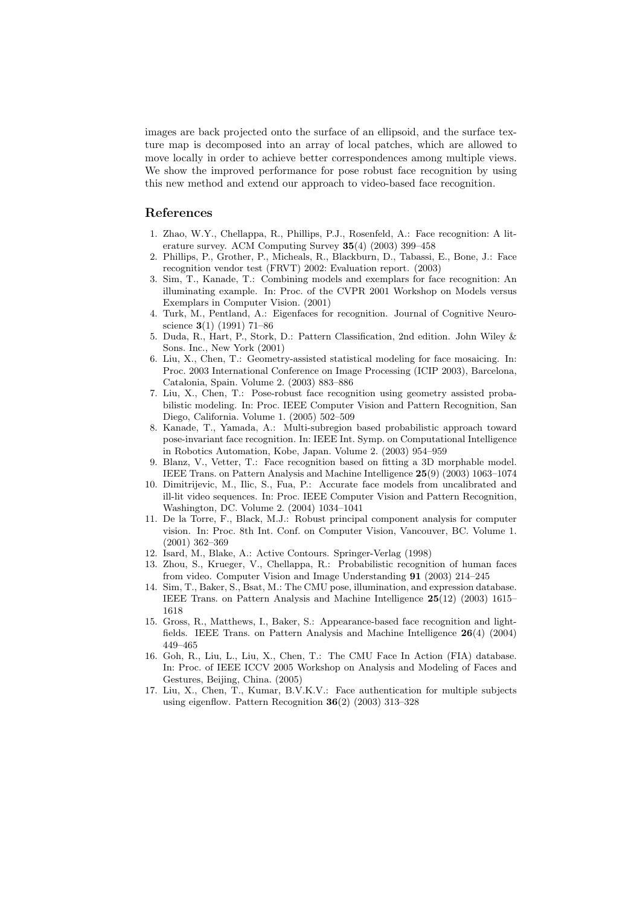images are back projected onto the surface of an ellipsoid, and the surface texture map is decomposed into an array of local patches, which are allowed to move locally in order to achieve better correspondences among multiple views. We show the improved performance for pose robust face recognition by using this new method and extend our approach to video-based face recognition.

## References

1. Zhao, W.Y., Chellappa, R., Phillips, P.J., Rosenfeld, A.: Face recognition: A literature survey. ACM Computing Survey **35**(4) (2003) 399–458
2. Phillips, P., Grother, P., Micheals, R., Blackburn, D., Tabassi, E., Bone, J.: Face recognition vendor test (FRVT) 2002: Evaluation report. (2003)
3. Sim, T., Kanade, T.: Combining models and exemplars for face recognition: An illuminating example. In: Proc. of the CVPR 2001 Workshop on Models versus Exemplars in Computer Vision. (2001)
4. Turk, M., Pentland, A.: Eigenfaces for recognition. Journal of Cognitive Neuroscience **3**(1) (1991) 71–86
5. Duda, R., Hart, P., Stork, D.: Pattern Classification, 2nd edition. John Wiley & Sons. Inc., New York (2001)
6. Liu, X., Chen, T.: Geometry-assisted statistical modeling for face mosaicing. In: Proc. 2003 International Conference on Image Processing (ICIP 2003), Barcelona, Catalonia, Spain. Volume 2. (2003) 883–886
7. Liu, X., Chen, T.: Pose-robust face recognition using geometry assisted probabilistic modeling. In: Proc. IEEE Computer Vision and Pattern Recognition, San Diego, California. Volume 1. (2005) 502–509
8. Kanade, T., Yamada, A.: Multi-subregion based probabilistic approach toward pose-invariant face recognition. In: IEEE Int. Symp. on Computational Intelligence in Robotics Automation, Kobe, Japan. Volume 2. (2003) 954–959
9. Blanz, V., Vetter, T.: Face recognition based on fitting a 3D morphable model. IEEE Trans. on Pattern Analysis and Machine Intelligence **25**(9) (2003) 1063–1074
10. Dimitrijevic, M., Ilic, S., Fua, P.: Accurate face models from uncalibrated and ill-lit video sequences. In: Proc. IEEE Computer Vision and Pattern Recognition, Washington, DC. Volume 2. (2004) 1034–1041
11. De la Torre, F., Black, M.J.: Robust principal component analysis for computer vision. In: Proc. 8th Int. Conf. on Computer Vision, Vancouver, BC. Volume 1. (2001) 362–369
12. Isard, M., Blake, A.: Active Contours. Springer-Verlag (1998)
13. Zhou, S., Krueger, V., Chellappa, R.: Probabilistic recognition of human faces from video. Computer Vision and Image Understanding **91** (2003) 214–245
14. Sim, T., Baker, S., Bsat, M.: The CMU pose, illumination, and expression database. IEEE Trans. on Pattern Analysis and Machine Intelligence **25**(12) (2003) 1615–1618
15. Gross, R., Matthews, I., Baker, S.: Appearance-based face recognition and light-fields. IEEE Trans. on Pattern Analysis and Machine Intelligence **26**(4) (2004) 449–465
16. Goh, R., Liu, L., Liu, X., Chen, T.: The CMU Face In Action (FIA) database. In: Proc. of IEEE ICCV 2005 Workshop on Analysis and Modeling of Faces and Gestures, Beijing, China. (2005)
17. Liu, X., Chen, T., Kumar, B.V.K.V.: Face authentication for multiple subjects using eigenflow. Pattern Recognition **36**(2) (2003) 313–328